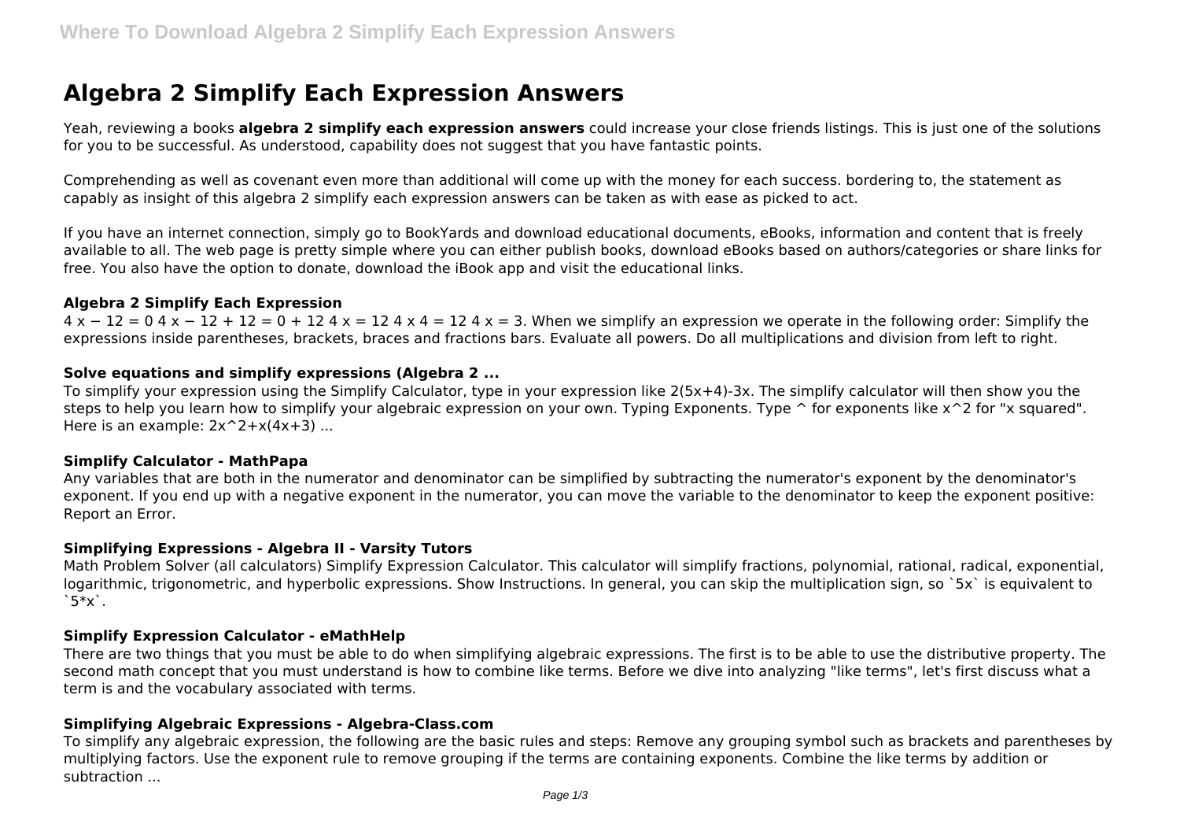# Algebra 2 Simplify Each Expression Answers

Yeah, reviewing a books **algebra 2 simplify each expression answers** could increase your close friends listings. This is just one of the solutions for you to be successful. As understood, capability does not suggest that you have fantastic points.

Comprehending as well as covenant even more than additional will come up with the money for each success. bordering to, the statement as capably as insight of this algebra 2 simplify each expression answers can be taken as with ease as picked to act.

If you have an internet connection, simply go to BookYards and download educational documents, eBooks, information and content that is freely available to all. The web page is pretty simple where you can either publish books, download eBooks based on authors/categories or share links for free. You also have the option to donate, download the iBook app and visit the educational links.

### Algebra 2 Simplify Each Expression

$4x - 12 = 0$ $4x - 12 + 12 = 0 + 12$ $4x = 12$ $4x / 4 = 12 / 4$ $x = 3$. When we simplify an expression we operate in the following order: Simplify the expressions inside parentheses, brackets, braces and fractions bars. Evaluate all powers. Do all multiplications and division from left to right.

### Solve equations and simplify expressions (Algebra 2 ...

To simplify your expression using the Simplify Calculator, type in your expression like 2(5x+4)-3x. The simplify calculator will then show you the steps to help you learn how to simplify your algebraic expression on your own. Typing Exponents. Type ^ for exponents like x^2 for "x squared". Here is an example: 2x^2+x(4x+3) ...

### Simplify Calculator - MathPapa

Any variables that are both in the numerator and denominator can be simplified by subtracting the numerator's exponent by the denominator's exponent. If you end up with a negative exponent in the numerator, you can move the variable to the denominator to keep the exponent positive: Report an Error.

### Simplifying Expressions - Algebra II - Varsity Tutors

Math Problem Solver (all calculators) Simplify Expression Calculator. This calculator will simplify fractions, polynomial, rational, radical, exponential, logarithmic, trigonometric, and hyperbolic expressions. Show Instructions. In general, you can skip the multiplication sign, so `5x` is equivalent to `5*x`.

### Simplify Expression Calculator - eMathHelp

There are two things that you must be able to do when simplifying algebraic expressions. The first is to be able to use the distributive property. The second math concept that you must understand is how to combine like terms. Before we dive into analyzing "like terms", let's first discuss what a term is and the vocabulary associated with terms.

### Simplifying Algebraic Expressions - Algebra-Class.com

To simplify any algebraic expression, the following are the basic rules and steps: Remove any grouping symbol such as brackets and parentheses by multiplying factors. Use the exponent rule to remove grouping if the terms are containing exponents. Combine the like terms by addition or subtraction ...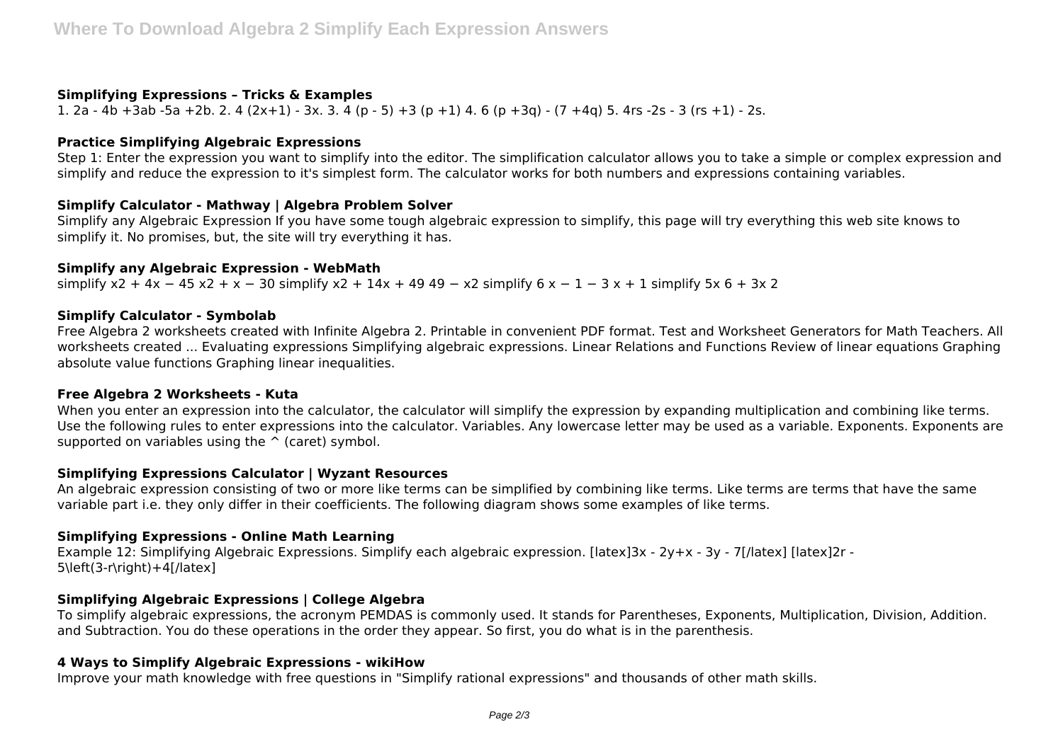### Simplifying Expressions – Tricks & Examples

1. $2a - 4b + 3ab - 5a + 2b$. 2. $4(2x+1) - 3x$. 3. $4(p - 5) + 3(p + 1)$ 4. $6(p + 3q) - (7 + 4q)$ 5. $4rs - 2s - 3(rs + 1) - 2s$.

### Practice Simplifying Algebraic Expressions

Step 1: Enter the expression you want to simplify into the editor. The simplification calculator allows you to take a simple or complex expression and simplify and reduce the expression to it's simplest form. The calculator works for both numbers and expressions containing variables.

### Simplify Calculator - Mathway | Algebra Problem Solver

Simplify any Algebraic Expression If you have some tough algebraic expression to simplify, this page will try everything this web site knows to simplify it. No promises, but, the site will try everything it has.

### Simplify any Algebraic Expression - WebMath

simplify x2 + 4x − 45 x2 + x − 30 simplify x2 + 14x + 49 49 − x2 simplify 6 x − 1 − 3 x + 1 simplify 5x 6 + 3x 2

### Simplify Calculator - Symbolab

Free Algebra 2 worksheets created with Infinite Algebra 2. Printable in convenient PDF format. Test and Worksheet Generators for Math Teachers. All worksheets created ... Evaluating expressions Simplifying algebraic expressions. Linear Relations and Functions Review of linear equations Graphing absolute value functions Graphing linear inequalities.

### Free Algebra 2 Worksheets - Kuta

When you enter an expression into the calculator, the calculator will simplify the expression by expanding multiplication and combining like terms. Use the following rules to enter expressions into the calculator. Variables. Any lowercase letter may be used as a variable. Exponents. Exponents are supported on variables using the ^ (caret) symbol.

### Simplifying Expressions Calculator | Wyzant Resources

An algebraic expression consisting of two or more like terms can be simplified by combining like terms. Like terms are terms that have the same variable part i.e. they only differ in their coefficients. The following diagram shows some examples of like terms.

### Simplifying Expressions - Online Math Learning

Example 12: Simplifying Algebraic Expressions. Simplify each algebraic expression. [latex]3x - 2y+x - 3y - 7[/latex] [latex]2r - 5\left(3-r\right)+4[/latex]

### Simplifying Algebraic Expressions | College Algebra

To simplify algebraic expressions, the acronym PEMDAS is commonly used. It stands for Parentheses, Exponents, Multiplication, Division, Addition. and Subtraction. You do these operations in the order they appear. So first, you do what is in the parenthesis.

### 4 Ways to Simplify Algebraic Expressions - wikiHow

Improve your math knowledge with free questions in "Simplify rational expressions" and thousands of other math skills.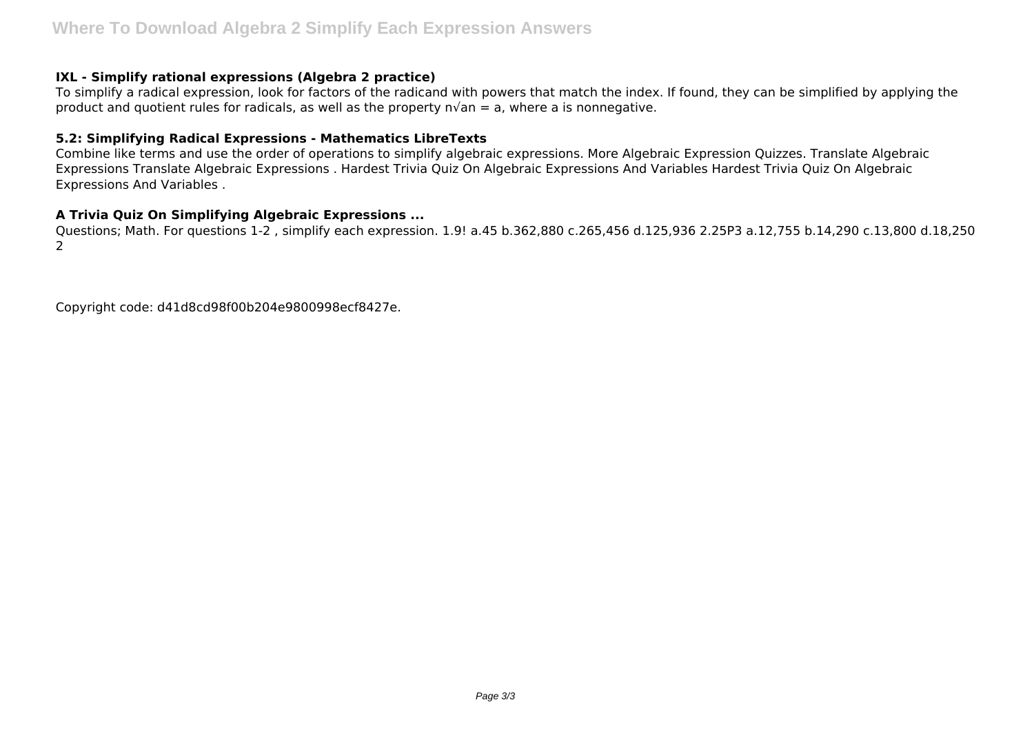**IXL - Simplify rational expressions (Algebra 2 practice)**

To simplify a radical expression, look for factors of the radicand with powers that match the index. If found, they can be simplified by applying the product and quotient rules for radicals, as well as the property n√an = a, where a is nonnegative.

**5.2: Simplifying Radical Expressions - Mathematics LibreTexts**

Combine like terms and use the order of operations to simplify algebraic expressions. More Algebraic Expression Quizzes. Translate Algebraic Expressions Translate Algebraic Expressions . Hardest Trivia Quiz On Algebraic Expressions And Variables Hardest Trivia Quiz On Algebraic Expressions And Variables .

**A Trivia Quiz On Simplifying Algebraic Expressions ...**

Questions; Math. For questions 1-2 , simplify each expression. 1.9! a.45 b.362,880 c.265,456 d.125,936 2.25P3 a.12,755 b.14,290 c.13,800 d.18,250 2

Copyright code: d41d8cd98f00b204e9800998ecf8427e.